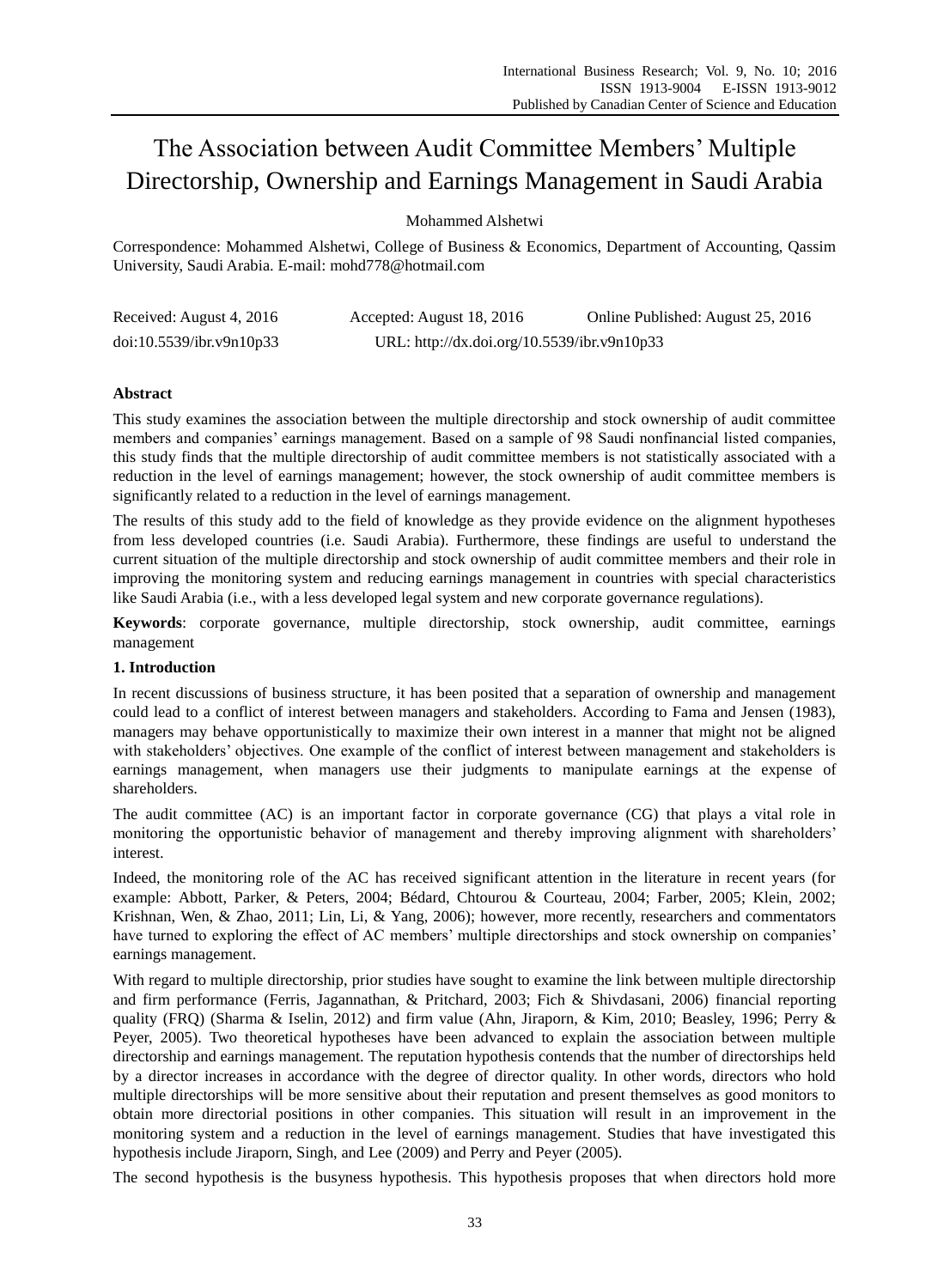# The Association between Audit Committee Members' Multiple Directorship, Ownership and Earnings Management in Saudi Arabia

Mohammed Alshetwi

Correspondence: Mohammed Alshetwi, College of Business & Economics, Department of Accounting, Qassim University, Saudi Arabia. E-mail: mohd778@hotmail.com

| Received: August 4, 2016 | Accepted: August 18, 2016 | Online Published: August 25, 2016 |
|---|---|---|
| doi:10.5539/ibr.v9n10p33 | URL: http://dx.doi.org/10.5539/ibr.v9n10p33 | |

## Abstract

This study examines the association between the multiple directorship and stock ownership of audit committee members and companies' earnings management. Based on a sample of 98 Saudi nonfinancial listed companies, this study finds that the multiple directorship of audit committee members is not statistically associated with a reduction in the level of earnings management; however, the stock ownership of audit committee members is significantly related to a reduction in the level of earnings management.

The results of this study add to the field of knowledge as they provide evidence on the alignment hypotheses from less developed countries (i.e. Saudi Arabia). Furthermore, these findings are useful to understand the current situation of the multiple directorship and stock ownership of audit committee members and their role in improving the monitoring system and reducing earnings management in countries with special characteristics like Saudi Arabia (i.e., with a less developed legal system and new corporate governance regulations).

**Keywords**: corporate governance, multiple directorship, stock ownership, audit committee, earnings management

## 1. Introduction

In recent discussions of business structure, it has been posited that a separation of ownership and management could lead to a conflict of interest between managers and stakeholders. According to Fama and Jensen (1983), managers may behave opportunistically to maximize their own interest in a manner that might not be aligned with stakeholders' objectives. One example of the conflict of interest between management and stakeholders is earnings management, when managers use their judgments to manipulate earnings at the expense of shareholders.

The audit committee (AC) is an important factor in corporate governance (CG) that plays a vital role in monitoring the opportunistic behavior of management and thereby improving alignment with shareholders' interest.

Indeed, the monitoring role of the AC has received significant attention in the literature in recent years (for example: Abbott, Parker, & Peters, 2004; Bédard, Chtourou & Courteau, 2004; Farber, 2005; Klein, 2002; Krishnan, Wen, & Zhao, 2011; Lin, Li, & Yang, 2006); however, more recently, researchers and commentators have turned to exploring the effect of AC members' multiple directorships and stock ownership on companies' earnings management.

With regard to multiple directorship, prior studies have sought to examine the link between multiple directorship and firm performance (Ferris, Jagannathan, & Pritchard, 2003; Fich & Shivdasani, 2006) financial reporting quality (FRQ) (Sharma & Iselin, 2012) and firm value (Ahn, Jiraporn, & Kim, 2010; Beasley, 1996; Perry & Peyer, 2005). Two theoretical hypotheses have been advanced to explain the association between multiple directorship and earnings management. The reputation hypothesis contends that the number of directorships held by a director increases in accordance with the degree of director quality. In other words, directors who hold multiple directorships will be more sensitive about their reputation and present themselves as good monitors to obtain more directorial positions in other companies. This situation will result in an improvement in the monitoring system and a reduction in the level of earnings management. Studies that have investigated this hypothesis include Jiraporn, Singh, and Lee (2009) and Perry and Peyer (2005).

The second hypothesis is the busyness hypothesis. This hypothesis proposes that when directors hold more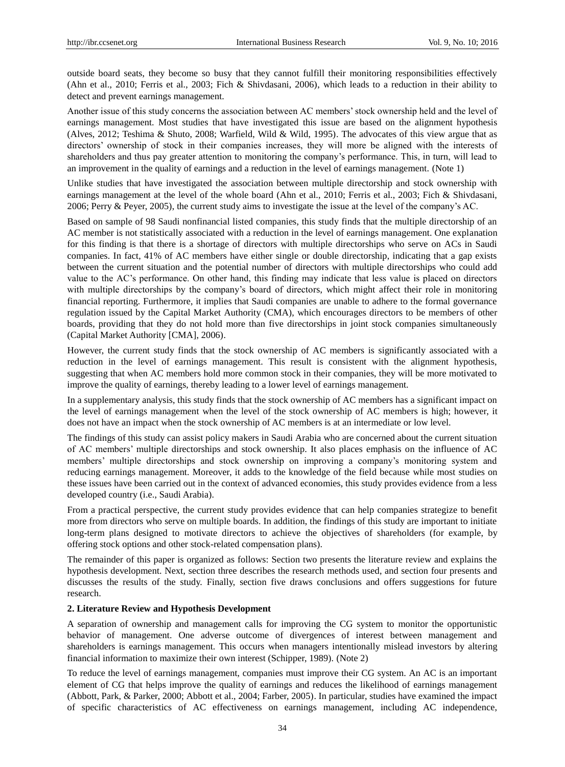outside board seats, they become so busy that they cannot fulfill their monitoring responsibilities effectively (Ahn et al., 2010; Ferris et al., 2003; Fich & Shivdasani, 2006), which leads to a reduction in their ability to detect and prevent earnings management.

Another issue of this study concerns the association between AC members' stock ownership held and the level of earnings management. Most studies that have investigated this issue are based on the alignment hypothesis (Alves, 2012; Teshima & Shuto, 2008; Warfield, Wild & Wild, 1995). The advocates of this view argue that as directors' ownership of stock in their companies increases, they will more be aligned with the interests of shareholders and thus pay greater attention to monitoring the company's performance. This, in turn, will lead to an improvement in the quality of earnings and a reduction in the level of earnings management. (Note 1)

Unlike studies that have investigated the association between multiple directorship and stock ownership with earnings management at the level of the whole board (Ahn et al., 2010; Ferris et al., 2003; Fich & Shivdasani, 2006; Perry & Peyer, 2005), the current study aims to investigate the issue at the level of the company's AC.

Based on sample of 98 Saudi nonfinancial listed companies, this study finds that the multiple directorship of an AC member is not statistically associated with a reduction in the level of earnings management. One explanation for this finding is that there is a shortage of directors with multiple directorships who serve on ACs in Saudi companies. In fact, 41% of AC members have either single or double directorship, indicating that a gap exists between the current situation and the potential number of directors with multiple directorships who could add value to the AC's performance. On other hand, this finding may indicate that less value is placed on directors with multiple directorships by the company's board of directors, which might affect their role in monitoring financial reporting. Furthermore, it implies that Saudi companies are unable to adhere to the formal governance regulation issued by the Capital Market Authority (CMA), which encourages directors to be members of other boards, providing that they do not hold more than five directorships in joint stock companies simultaneously (Capital Market Authority [CMA], 2006).

However, the current study finds that the stock ownership of AC members is significantly associated with a reduction in the level of earnings management. This result is consistent with the alignment hypothesis, suggesting that when AC members hold more common stock in their companies, they will be more motivated to improve the quality of earnings, thereby leading to a lower level of earnings management.

In a supplementary analysis, this study finds that the stock ownership of AC members has a significant impact on the level of earnings management when the level of the stock ownership of AC members is high; however, it does not have an impact when the stock ownership of AC members is at an intermediate or low level.

The findings of this study can assist policy makers in Saudi Arabia who are concerned about the current situation of AC members' multiple directorships and stock ownership. It also places emphasis on the influence of AC members' multiple directorships and stock ownership on improving a company's monitoring system and reducing earnings management. Moreover, it adds to the knowledge of the field because while most studies on these issues have been carried out in the context of advanced economies, this study provides evidence from a less developed country (i.e., Saudi Arabia).

From a practical perspective, the current study provides evidence that can help companies strategize to benefit more from directors who serve on multiple boards. In addition, the findings of this study are important to initiate long-term plans designed to motivate directors to achieve the objectives of shareholders (for example, by offering stock options and other stock-related compensation plans).

The remainder of this paper is organized as follows: Section two presents the literature review and explains the hypothesis development. Next, section three describes the research methods used, and section four presents and discusses the results of the study. Finally, section five draws conclusions and offers suggestions for future research.

## 2. Literature Review and Hypothesis Development

A separation of ownership and management calls for improving the CG system to monitor the opportunistic behavior of management. One adverse outcome of divergences of interest between management and shareholders is earnings management. This occurs when managers intentionally mislead investors by altering financial information to maximize their own interest (Schipper, 1989). (Note 2)

To reduce the level of earnings management, companies must improve their CG system. An AC is an important element of CG that helps improve the quality of earnings and reduces the likelihood of earnings management (Abbott, Park, & Parker, 2000; Abbott et al., 2004; Farber, 2005). In particular, studies have examined the impact of specific characteristics of AC effectiveness on earnings management, including AC independence,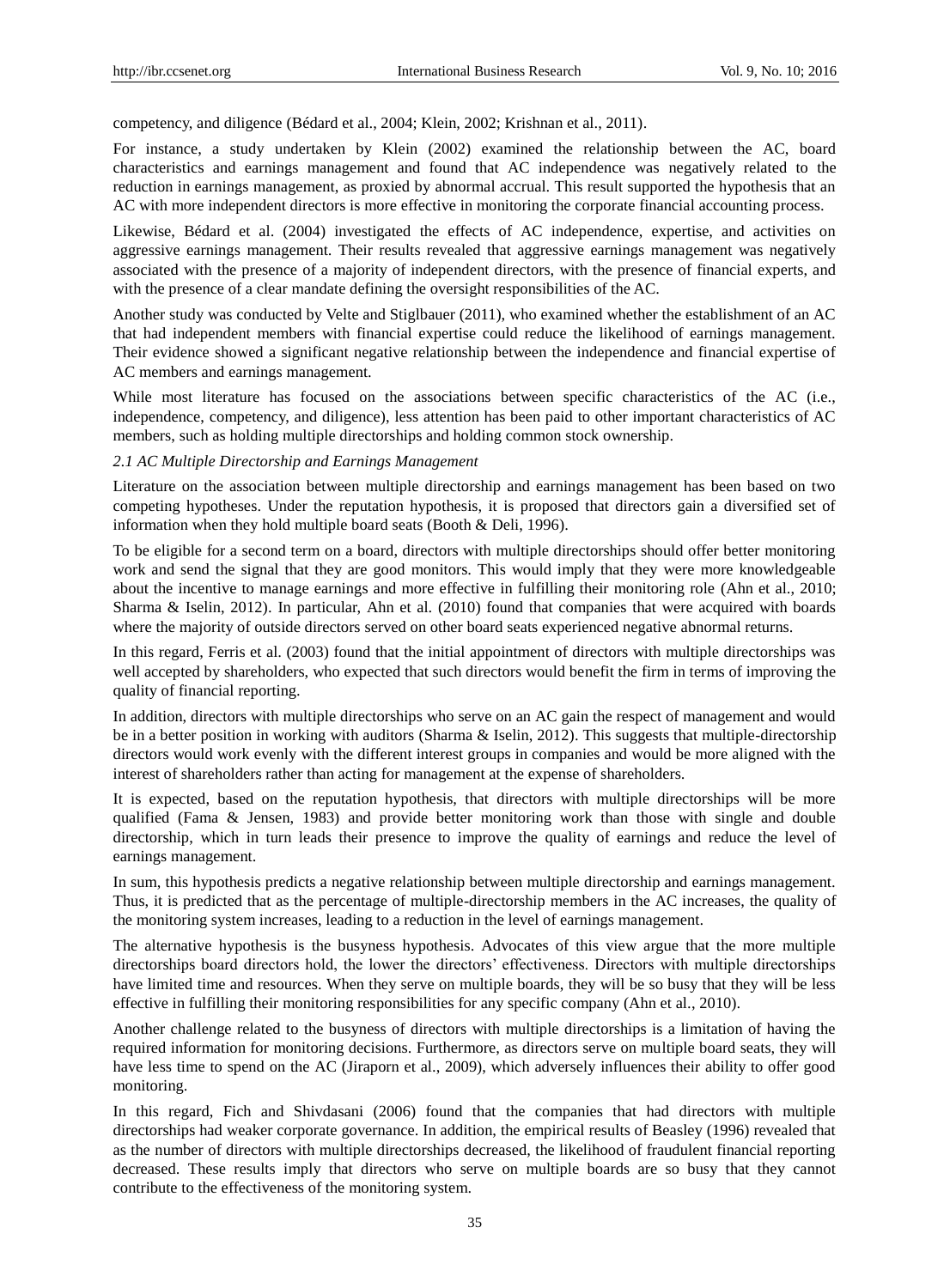competency, and diligence (Bédard et al., 2004; Klein, 2002; Krishnan et al., 2011).

For instance, a study undertaken by Klein (2002) examined the relationship between the AC, board characteristics and earnings management and found that AC independence was negatively related to the reduction in earnings management, as proxied by abnormal accrual. This result supported the hypothesis that an AC with more independent directors is more effective in monitoring the corporate financial accounting process.

Likewise, Bédard et al. (2004) investigated the effects of AC independence, expertise, and activities on aggressive earnings management. Their results revealed that aggressive earnings management was negatively associated with the presence of a majority of independent directors, with the presence of financial experts, and with the presence of a clear mandate defining the oversight responsibilities of the AC.

Another study was conducted by Velte and Stiglbauer (2011), who examined whether the establishment of an AC that had independent members with financial expertise could reduce the likelihood of earnings management. Their evidence showed a significant negative relationship between the independence and financial expertise of AC members and earnings management.

While most literature has focused on the associations between specific characteristics of the AC (i.e., independence, competency, and diligence), less attention has been paid to other important characteristics of AC members, such as holding multiple directorships and holding common stock ownership.

### *2.1 AC Multiple Directorship and Earnings Management*

Literature on the association between multiple directorship and earnings management has been based on two competing hypotheses. Under the reputation hypothesis, it is proposed that directors gain a diversified set of information when they hold multiple board seats (Booth & Deli, 1996).

To be eligible for a second term on a board, directors with multiple directorships should offer better monitoring work and send the signal that they are good monitors. This would imply that they were more knowledgeable about the incentive to manage earnings and more effective in fulfilling their monitoring role (Ahn et al., 2010; Sharma & Iselin, 2012). In particular, Ahn et al. (2010) found that companies that were acquired with boards where the majority of outside directors served on other board seats experienced negative abnormal returns.

In this regard, Ferris et al. (2003) found that the initial appointment of directors with multiple directorships was well accepted by shareholders, who expected that such directors would benefit the firm in terms of improving the quality of financial reporting.

In addition, directors with multiple directorships who serve on an AC gain the respect of management and would be in a better position in working with auditors (Sharma & Iselin, 2012). This suggests that multiple-directorship directors would work evenly with the different interest groups in companies and would be more aligned with the interest of shareholders rather than acting for management at the expense of shareholders.

It is expected, based on the reputation hypothesis, that directors with multiple directorships will be more qualified (Fama & Jensen, 1983) and provide better monitoring work than those with single and double directorship, which in turn leads their presence to improve the quality of earnings and reduce the level of earnings management.

In sum, this hypothesis predicts a negative relationship between multiple directorship and earnings management. Thus, it is predicted that as the percentage of multiple-directorship members in the AC increases, the quality of the monitoring system increases, leading to a reduction in the level of earnings management.

The alternative hypothesis is the busyness hypothesis. Advocates of this view argue that the more multiple directorships board directors hold, the lower the directors' effectiveness. Directors with multiple directorships have limited time and resources. When they serve on multiple boards, they will be so busy that they will be less effective in fulfilling their monitoring responsibilities for any specific company (Ahn et al., 2010).

Another challenge related to the busyness of directors with multiple directorships is a limitation of having the required information for monitoring decisions. Furthermore, as directors serve on multiple board seats, they will have less time to spend on the AC (Jiraporn et al., 2009), which adversely influences their ability to offer good monitoring.

In this regard, Fich and Shivdasani (2006) found that the companies that had directors with multiple directorships had weaker corporate governance. In addition, the empirical results of Beasley (1996) revealed that as the number of directors with multiple directorships decreased, the likelihood of fraudulent financial reporting decreased. These results imply that directors who serve on multiple boards are so busy that they cannot contribute to the effectiveness of the monitoring system.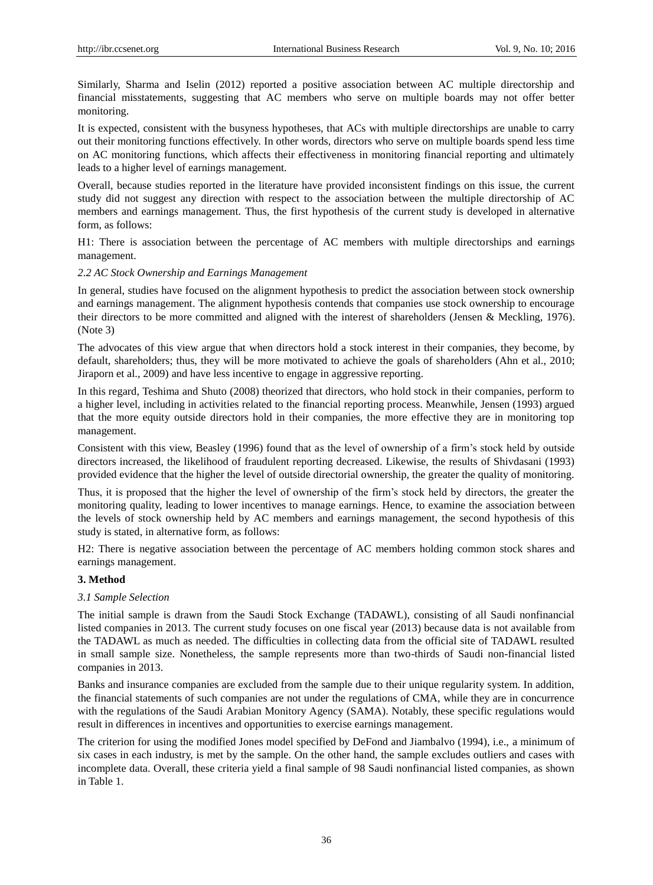Similarly, Sharma and Iselin (2012) reported a positive association between AC multiple directorship and financial misstatements, suggesting that AC members who serve on multiple boards may not offer better monitoring.

It is expected, consistent with the busyness hypotheses, that ACs with multiple directorships are unable to carry out their monitoring functions effectively. In other words, directors who serve on multiple boards spend less time on AC monitoring functions, which affects their effectiveness in monitoring financial reporting and ultimately leads to a higher level of earnings management.

Overall, because studies reported in the literature have provided inconsistent findings on this issue, the current study did not suggest any direction with respect to the association between the multiple directorship of AC members and earnings management. Thus, the first hypothesis of the current study is developed in alternative form, as follows:

H1: There is association between the percentage of AC members with multiple directorships and earnings management.

### *2.2 AC Stock Ownership and Earnings Management*

In general, studies have focused on the alignment hypothesis to predict the association between stock ownership and earnings management. The alignment hypothesis contends that companies use stock ownership to encourage their directors to be more committed and aligned with the interest of shareholders (Jensen & Meckling, 1976). (Note 3)

The advocates of this view argue that when directors hold a stock interest in their companies, they become, by default, shareholders; thus, they will be more motivated to achieve the goals of shareholders (Ahn et al., 2010; Jiraporn et al., 2009) and have less incentive to engage in aggressive reporting.

In this regard, Teshima and Shuto (2008) theorized that directors, who hold stock in their companies, perform to a higher level, including in activities related to the financial reporting process. Meanwhile, Jensen (1993) argued that the more equity outside directors hold in their companies, the more effective they are in monitoring top management.

Consistent with this view, Beasley (1996) found that as the level of ownership of a firm's stock held by outside directors increased, the likelihood of fraudulent reporting decreased. Likewise, the results of Shivdasani (1993) provided evidence that the higher the level of outside directorial ownership, the greater the quality of monitoring.

Thus, it is proposed that the higher the level of ownership of the firm's stock held by directors, the greater the monitoring quality, leading to lower incentives to manage earnings. Hence, to examine the association between the levels of stock ownership held by AC members and earnings management, the second hypothesis of this study is stated, in alternative form, as follows:

H2: There is negative association between the percentage of AC members holding common stock shares and earnings management.

## 3. Method

### *3.1 Sample Selection*

The initial sample is drawn from the Saudi Stock Exchange (TADAWL), consisting of all Saudi nonfinancial listed companies in 2013. The current study focuses on one fiscal year (2013) because data is not available from the TADAWL as much as needed. The difficulties in collecting data from the official site of TADAWL resulted in small sample size. Nonetheless, the sample represents more than two-thirds of Saudi non-financial listed companies in 2013.

Banks and insurance companies are excluded from the sample due to their unique regularity system. In addition, the financial statements of such companies are not under the regulations of CMA, while they are in concurrence with the regulations of the Saudi Arabian Monitory Agency (SAMA). Notably, these specific regulations would result in differences in incentives and opportunities to exercise earnings management.

The criterion for using the modified Jones model specified by DeFond and Jiambalvo (1994), i.e., a minimum of six cases in each industry, is met by the sample. On the other hand, the sample excludes outliers and cases with incomplete data. Overall, these criteria yield a final sample of 98 Saudi nonfinancial listed companies, as shown in Table 1.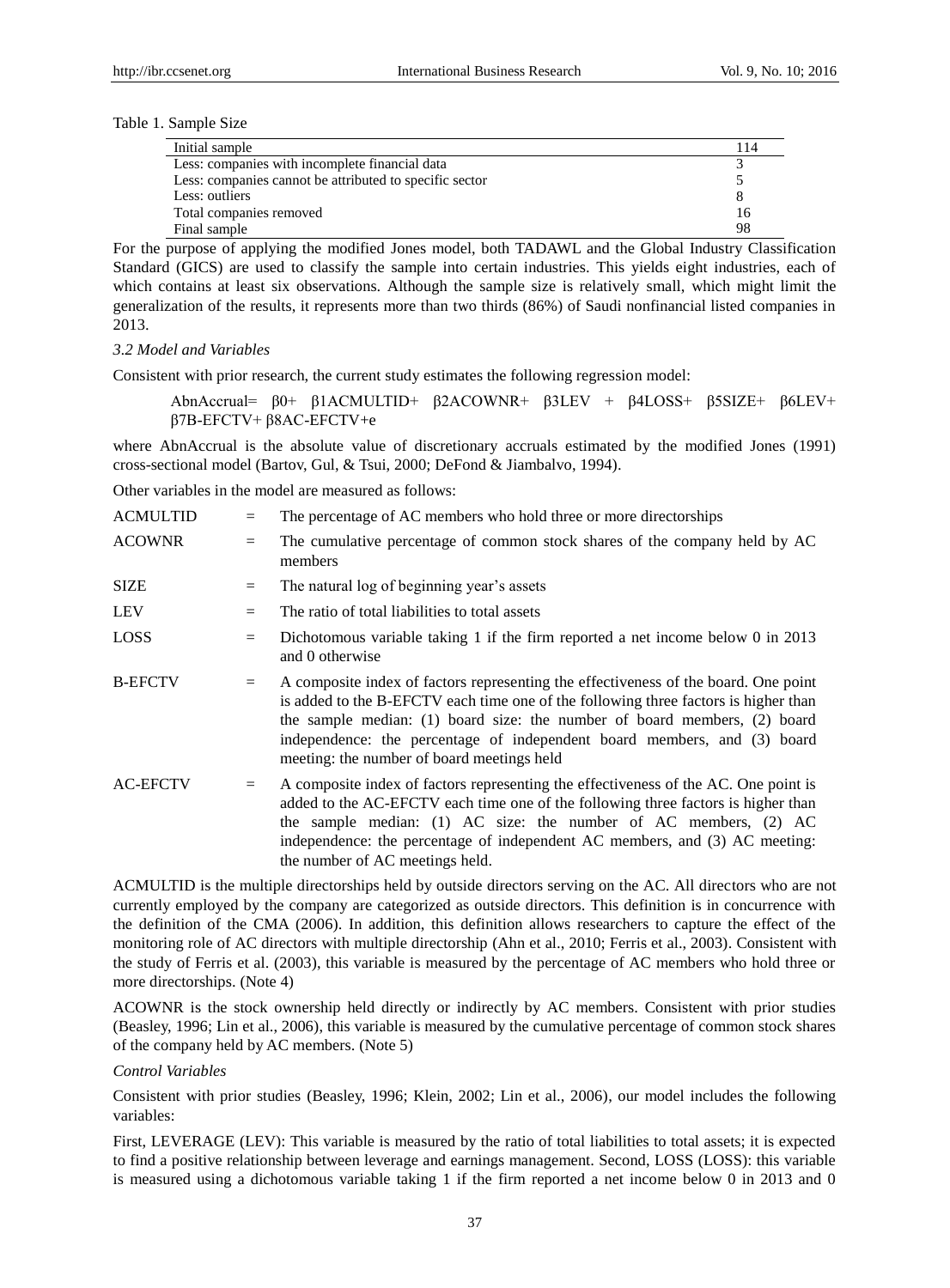Table 1. Sample Size

| | |
|---|---|
| Initial sample | 114 |
| Less: companies with incomplete financial data | 3 |
| Less: companies cannot be attributed to specific sector | 5 |
| Less: outliers | 8 |
| Total companies removed | 16 |
| Final sample | 98 |

For the purpose of applying the modified Jones model, both TADAWL and the Global Industry Classification Standard (GICS) are used to classify the sample into certain industries. This yields eight industries, each of which contains at least six observations. Although the sample size is relatively small, which might limit the generalization of the results, it represents more than two thirds (86%) of Saudi nonfinancial listed companies in 2013.

*3.2 Model and Variables*

Consistent with prior research, the current study estimates the following regression model:

$$AbnAccrual = \beta 0 + \beta 1ACMULTID + \beta 2ACOWNR + \beta 3LEV + \beta 4LOSS + \beta 5SIZE + \beta 6LEV + \beta 7B\text{-}EFCTV + \beta 8AC\text{-}EFCTV + e$$

where AbnAccrual is the absolute value of discretionary accruals estimated by the modified Jones (1991) cross-sectional model (Bartov, Gul, & Tsui, 2000; DeFond & Jiambalvo, 1994).

Other variables in the model are measured as follows:

| | | |
|---|---|---|
| ACMULTID | = | The percentage of AC members who hold three or more directorships |
| ACOWNR | = | The cumulative percentage of common stock shares of the company held by AC members |
| SIZE | = | The natural log of beginning year's assets |
| LEV | = | The ratio of total liabilities to total assets |
| LOSS | = | Dichotomous variable taking 1 if the firm reported a net income below 0 in 2013 and 0 otherwise |
| B-EFCTV | = | A composite index of factors representing the effectiveness of the board. One point is added to the B-EFCTV each time one of the following three factors is higher than the sample median: (1) board size: the number of board members, (2) board independence: the percentage of independent board members, and (3) board meeting: the number of board meetings held |
| AC-EFCTV | = | A composite index of factors representing the effectiveness of the AC. One point is added to the AC-EFCTV each time one of the following three factors is higher than the sample median: (1) AC size: the number of AC members, (2) AC independence: the percentage of independent AC members, and (3) AC meeting: the number of AC meetings held. |

ACMULTID is the multiple directorships held by outside directors serving on the AC. All directors who are not currently employed by the company are categorized as outside directors. This definition is in concurrence with the definition of the CMA (2006). In addition, this definition allows researchers to capture the effect of the monitoring role of AC directors with multiple directorship (Ahn et al., 2010; Ferris et al., 2003). Consistent with the study of Ferris et al. (2003), this variable is measured by the percentage of AC members who hold three or more directorships. (Note 4)

ACOWNR is the stock ownership held directly or indirectly by AC members. Consistent with prior studies (Beasley, 1996; Lin et al., 2006), this variable is measured by the cumulative percentage of common stock shares of the company held by AC members. (Note 5)

*Control Variables*

Consistent with prior studies (Beasley, 1996; Klein, 2002; Lin et al., 2006), our model includes the following variables:

First, LEVERAGE (LEV): This variable is measured by the ratio of total liabilities to total assets; it is expected to find a positive relationship between leverage and earnings management. Second, LOSS (LOSS): this variable is measured using a dichotomous variable taking 1 if the firm reported a net income below 0 in 2013 and 0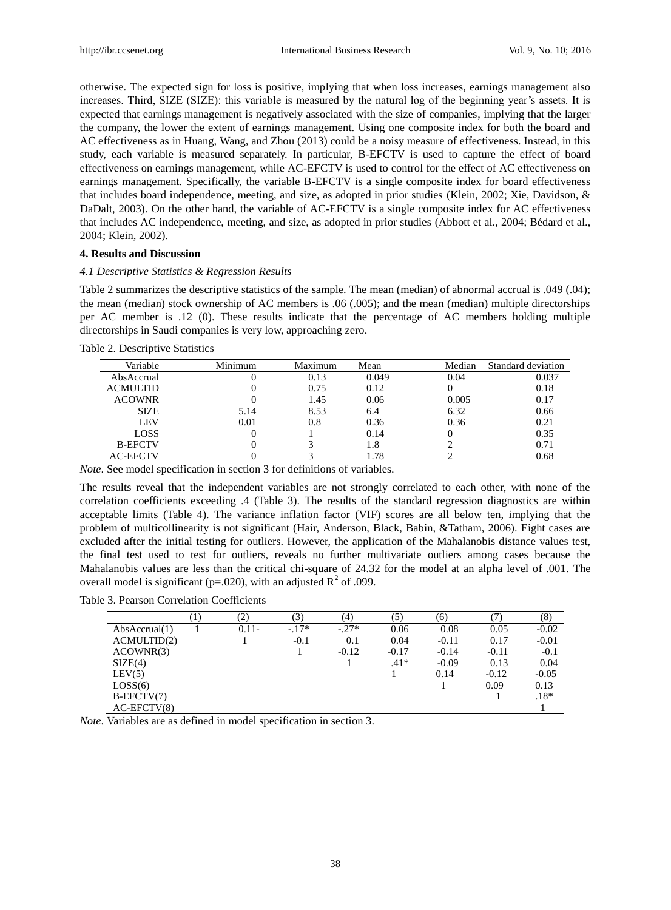otherwise. The expected sign for loss is positive, implying that when loss increases, earnings management also increases. Third, SIZE (SIZE): this variable is measured by the natural log of the beginning year's assets. It is expected that earnings management is negatively associated with the size of companies, implying that the larger the company, the lower the extent of earnings management. Using one composite index for both the board and AC effectiveness as in Huang, Wang, and Zhou (2013) could be a noisy measure of effectiveness. Instead, in this study, each variable is measured separately. In particular, B-EFCTV is used to capture the effect of board effectiveness on earnings management, while AC-EFCTV is used to control for the effect of AC effectiveness on earnings management. Specifically, the variable B-EFCTV is a single composite index for board effectiveness that includes board independence, meeting, and size, as adopted in prior studies (Klein, 2002; Xie, Davidson, & DaDalt, 2003). On the other hand, the variable of AC-EFCTV is a single composite index for AC effectiveness that includes AC independence, meeting, and size, as adopted in prior studies (Abbott et al., 2004; Bédard et al., 2004; Klein, 2002).

## 4. Results and Discussion

### *4.1 Descriptive Statistics & Regression Results*

Table 2 summarizes the descriptive statistics of the sample. The mean (median) of abnormal accrual is .049 (.04); the mean (median) stock ownership of AC members is .06 (.005); and the mean (median) multiple directorships per AC member is .12 (0). These results indicate that the percentage of AC members holding multiple directorships in Saudi companies is very low, approaching zero.

Table 2. Descriptive Statistics

| Variable | Minimum | Maximum | Mean | Median | Standard deviation |
|---|---|---|---|---|---|
| AbsAccrual | 0 | 0.13 | 0.049 | 0.04 | 0.037 |
| ACMULTID | 0 | 0.75 | 0.12 | 0 | 0.18 |
| ACOWNR | 0 | 1.45 | 0.06 | 0.005 | 0.17 |
| SIZE | 5.14 | 8.53 | 6.4 | 6.32 | 0.66 |
| LEV | 0.01 | 0.8 | 0.36 | 0.36 | 0.21 |
| LOSS | 0 | 1 | 0.14 | 0 | 0.35 |
| B-EFCTV | 0 | 3 | 1.8 | 2 | 0.71 |
| AC-EFCTV | 0 | 3 | 1.78 | 2 | 0.68 |

*Note*. See model specification in section 3 for definitions of variables.

The results reveal that the independent variables are not strongly correlated to each other, with none of the correlation coefficients exceeding .4 (Table 3). The results of the standard regression diagnostics are within acceptable limits (Table 4). The variance inflation factor (VIF) scores are all below ten, implying that the problem of multicollinearity is not significant (Hair, Anderson, Black, Babin, &Tatham, 2006). Eight cases are excluded after the initial testing for outliers. However, the application of the Mahalanobis distance values test, the final test used to test for outliers, reveals no further multivariate outliers among cases because the Mahalanobis values are less than the critical chi-square of 24.32 for the model at an alpha level of .001. The overall model is significant (p=.020), with an adjusted $R^2$ of .099.

Table 3. Pearson Correlation Coefficients

| | (1) | (2) | (3) | (4) | (5) | (6) | (7) | (8) |
|---|---|---|---|---|---|---|---|---|
| AbsAccrual(1) | 1 | 0.11- | -.17* | -.27* | 0.06 | 0.08 | 0.05 | -0.02 |
| ACMULTID(2) | | 1 | -0.1 | 0.1 | 0.04 | -0.11 | 0.17 | -0.01 |
| ACOWNR(3) | | | 1 | -0.12 | -0.17 | -0.14 | -0.11 | -0.1 |
| SIZE(4) | | | | 1 | .41* | -0.09 | 0.13 | 0.04 |
| LEV(5) | | | | | 1 | 0.14 | -0.12 | -0.05 |
| LOSS(6) | | | | | | 1 | 0.09 | 0.13 |
| B-EFCTV(7) | | | | | | | 1 | .18* |
| AC-EFCTV(8) | | | | | | | | 1 |

*Note*. Variables are as defined in model specification in section 3.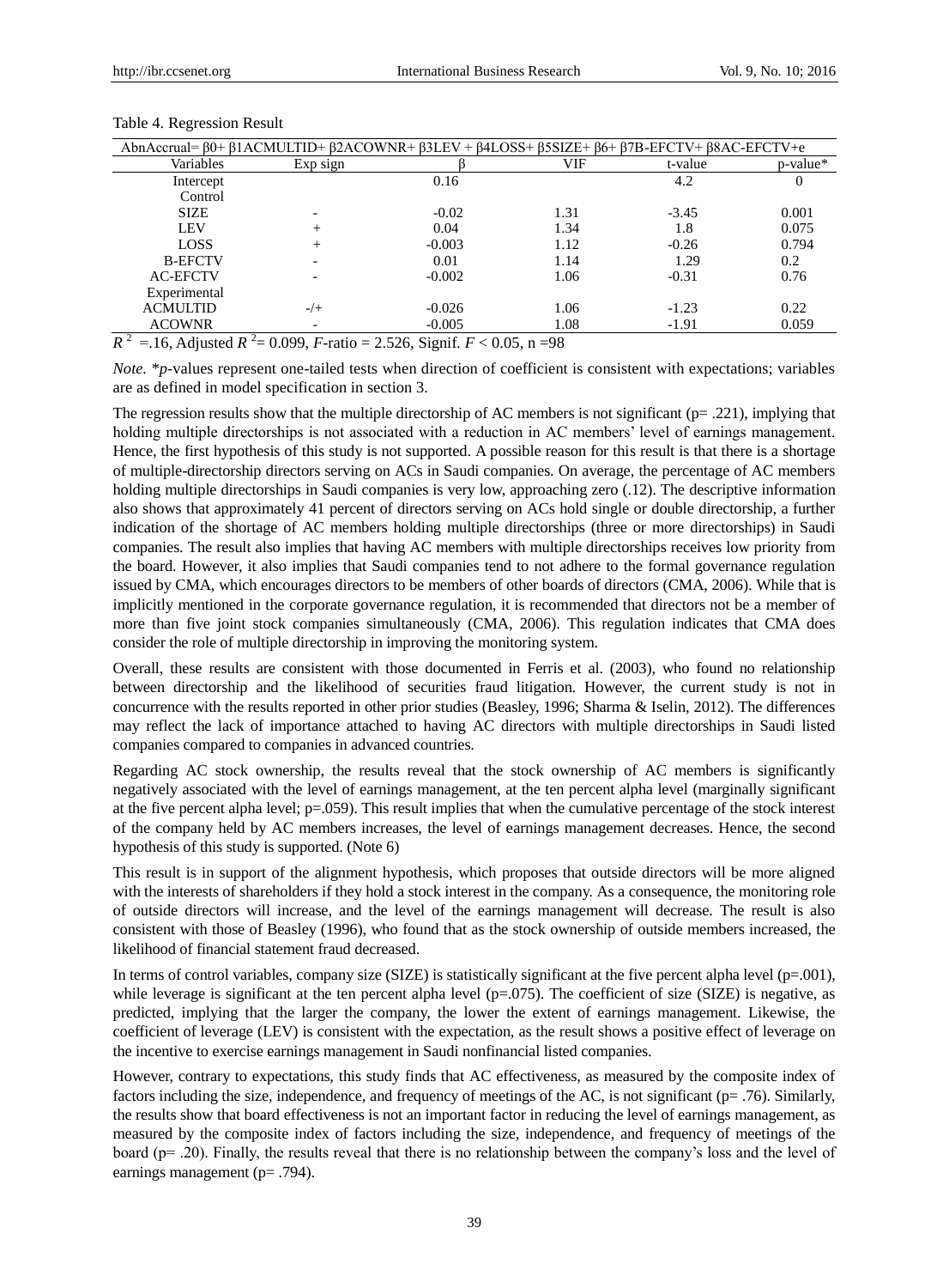Table 4. Regression Result

| AbnAccrual= β0+ β1ACMULTID+ β2ACOWNR+ β3LEV + β4LOSS+ β5SIZE+ β6+ β7B-EFCTV+ β8AC-EFCTV+e | | | | | |
|---|---|---|---|---|---|
| Variables | Exp sign | β | VIF | t-value | p-value* |
| Intercept | | 0.16 | | 4.2 | 0 |
| Control | | | | | |
| SIZE | - | -0.02 | 1.31 | -3.45 | 0.001 |
| LEV | + | 0.04 | 1.34 | 1.8 | 0.075 |
| LOSS | + | -0.003 | 1.12 | -0.26 | 0.794 |
| B-EFCTV | - | 0.01 | 1.14 | 1.29 | 0.2 |
| AC-EFCTV | - | -0.002 | 1.06 | -0.31 | 0.76 |
| Experimental | | | | | |
| ACMULTID | -/+ | -0.026 | 1.06 | -1.23 | 0.22 |
| ACOWNR | - | -0.005 | 1.08 | -1.91 | 0.059 |

$R^2$ =.16, Adjusted $R^2$= 0.099, $F$-ratio = 2.526, Signif. $F < 0.05$, n =98

*Note.* *p-values represent one-tailed tests when direction of coefficient is consistent with expectations; variables are as defined in model specification in section 3.

The regression results show that the multiple directorship of AC members is not significant (p= .221), implying that holding multiple directorships is not associated with a reduction in AC members' level of earnings management. Hence, the first hypothesis of this study is not supported. A possible reason for this result is that there is a shortage of multiple-directorship directors serving on ACs in Saudi companies. On average, the percentage of AC members holding multiple directorships in Saudi companies is very low, approaching zero (.12). The descriptive information also shows that approximately 41 percent of directors serving on ACs hold single or double directorship, a further indication of the shortage of AC members holding multiple directorships (three or more directorships) in Saudi companies. The result also implies that having AC members with multiple directorships receives low priority from the board. However, it also implies that Saudi companies tend to not adhere to the formal governance regulation issued by CMA, which encourages directors to be members of other boards of directors (CMA, 2006). While that is implicitly mentioned in the corporate governance regulation, it is recommended that directors not be a member of more than five joint stock companies simultaneously (CMA, 2006). This regulation indicates that CMA does consider the role of multiple directorship in improving the monitoring system.

Overall, these results are consistent with those documented in Ferris et al. (2003), who found no relationship between directorship and the likelihood of securities fraud litigation. However, the current study is not in concurrence with the results reported in other prior studies (Beasley, 1996; Sharma & Iselin, 2012). The differences may reflect the lack of importance attached to having AC directors with multiple directorships in Saudi listed companies compared to companies in advanced countries.

Regarding AC stock ownership, the results reveal that the stock ownership of AC members is significantly negatively associated with the level of earnings management, at the ten percent alpha level (marginally significant at the five percent alpha level; p=.059). This result implies that when the cumulative percentage of the stock interest of the company held by AC members increases, the level of earnings management decreases. Hence, the second hypothesis of this study is supported. (Note 6)

This result is in support of the alignment hypothesis, which proposes that outside directors will be more aligned with the interests of shareholders if they hold a stock interest in the company. As a consequence, the monitoring role of outside directors will increase, and the level of the earnings management will decrease. The result is also consistent with those of Beasley (1996), who found that as the stock ownership of outside members increased, the likelihood of financial statement fraud decreased.

In terms of control variables, company size (SIZE) is statistically significant at the five percent alpha level (p=.001), while leverage is significant at the ten percent alpha level (p=.075). The coefficient of size (SIZE) is negative, as predicted, implying that the larger the company, the lower the extent of earnings management. Likewise, the coefficient of leverage (LEV) is consistent with the expectation, as the result shows a positive effect of leverage on the incentive to exercise earnings management in Saudi nonfinancial listed companies.

However, contrary to expectations, this study finds that AC effectiveness, as measured by the composite index of factors including the size, independence, and frequency of meetings of the AC, is not significant (p= .76). Similarly, the results show that board effectiveness is not an important factor in reducing the level of earnings management, as measured by the composite index of factors including the size, independence, and frequency of meetings of the board (p= .20). Finally, the results reveal that there is no relationship between the company's loss and the level of earnings management (p= .794).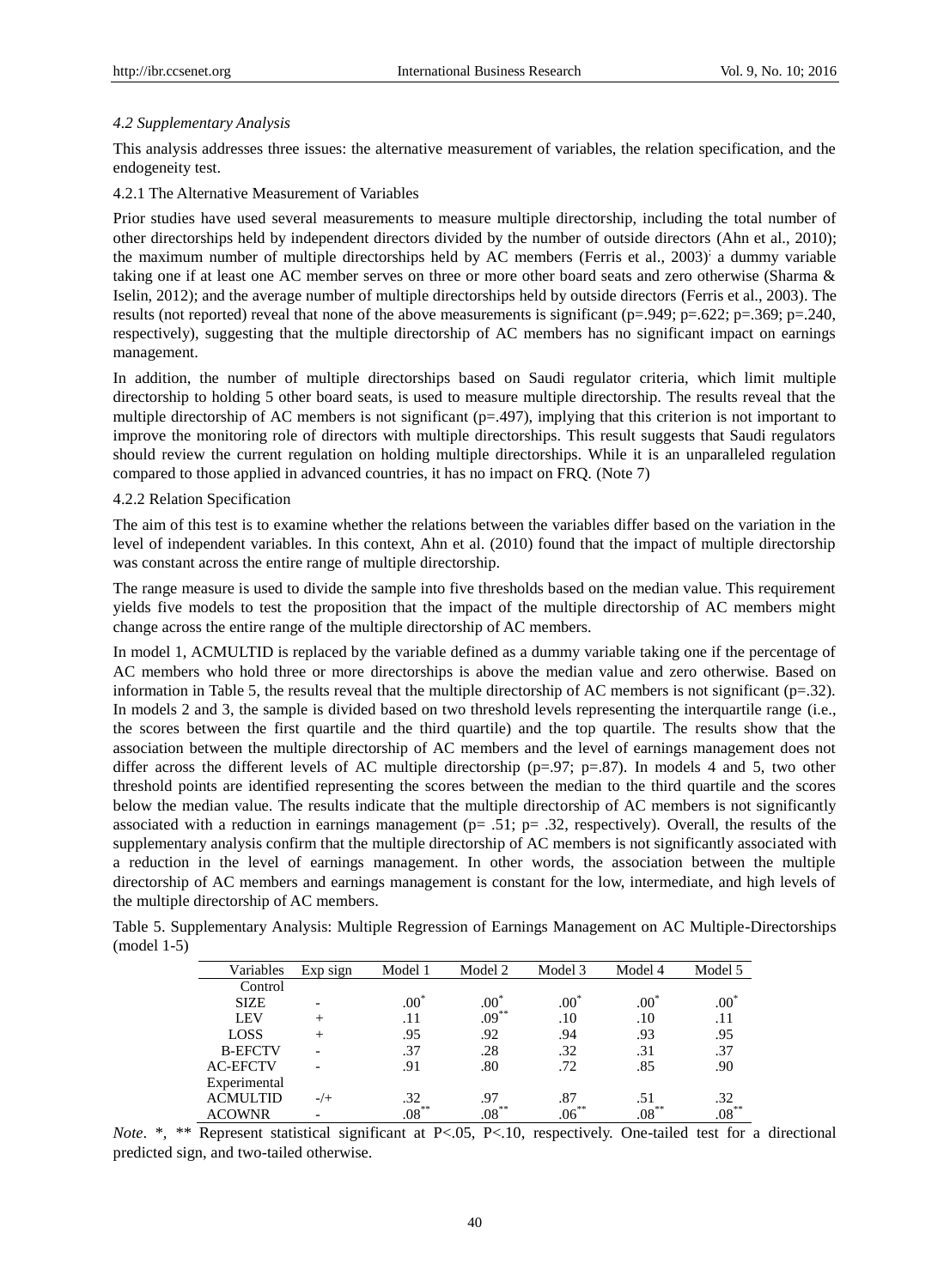### *4.2 Supplementary Analysis*

This analysis addresses three issues: the alternative measurement of variables, the relation specification, and the endogeneity test.

#### 4.2.1 The Alternative Measurement of Variables

Prior studies have used several measurements to measure multiple directorship, including the total number of other directorships held by independent directors divided by the number of outside directors (Ahn et al., 2010); the maximum number of multiple directorships held by AC members (Ferris et al., 2003); a dummy variable taking one if at least one AC member serves on three or more other board seats and zero otherwise (Sharma & Iselin, 2012); and the average number of multiple directorships held by outside directors (Ferris et al., 2003). The results (not reported) reveal that none of the above measurements is significant (p=.949; p=.622; p=.369; p=.240, respectively), suggesting that the multiple directorship of AC members has no significant impact on earnings management.

In addition, the number of multiple directorships based on Saudi regulator criteria, which limit multiple directorship to holding 5 other board seats, is used to measure multiple directorship. The results reveal that the multiple directorship of AC members is not significant (p=.497), implying that this criterion is not important to improve the monitoring role of directors with multiple directorships. This result suggests that Saudi regulators should review the current regulation on holding multiple directorships. While it is an unparalleled regulation compared to those applied in advanced countries, it has no impact on FRQ. (Note 7)

#### 4.2.2 Relation Specification

The aim of this test is to examine whether the relations between the variables differ based on the variation in the level of independent variables. In this context, Ahn et al. (2010) found that the impact of multiple directorship was constant across the entire range of multiple directorship.

The range measure is used to divide the sample into five thresholds based on the median value. This requirement yields five models to test the proposition that the impact of the multiple directorship of AC members might change across the entire range of the multiple directorship of AC members.

In model 1, ACMULTID is replaced by the variable defined as a dummy variable taking one if the percentage of AC members who hold three or more directorships is above the median value and zero otherwise. Based on information in Table 5, the results reveal that the multiple directorship of AC members is not significant (p=.32). In models 2 and 3, the sample is divided based on two threshold levels representing the interquartile range (i.e., the scores between the first quartile and the third quartile) and the top quartile. The results show that the association between the multiple directorship of AC members and the level of earnings management does not differ across the different levels of AC multiple directorship (p=.97; p=.87). In models 4 and 5, two other threshold points are identified representing the scores between the median to the third quartile and the scores below the median value. The results indicate that the multiple directorship of AC members is not significantly associated with a reduction in earnings management (p= .51; p= .32, respectively). Overall, the results of the supplementary analysis confirm that the multiple directorship of AC members is not significantly associated with a reduction in the level of earnings management. In other words, the association between the multiple directorship of AC members and earnings management is constant for the low, intermediate, and high levels of the multiple directorship of AC members.

Table 5. Supplementary Analysis: Multiple Regression of Earnings Management on AC Multiple-Directorships (model 1-5)

| Variables | Exp sign | Model 1 | Model 2 | Model 3 | Model 4 | Model 5 |
|---|---|---|---|---|---|---|
| Control | | | | | | |
| SIZE | - | .00* | .00* | .00* | .00* | .00* |
| LEV | + | .11 | .09** | .10 | .10 | .11 |
| LOSS | + | .95 | .92 | .94 | .93 | .95 |
| B-EFCTV | - | .37 | .28 | .32 | .31 | .37 |
| AC-EFCTV | - | .91 | .80 | .72 | .85 | .90 |
| Experimental | | | | | | |
| ACMULTID | -/+ | .32 | .97 | .87 | .51 | .32 |
| ACOWNR | - | .08** | .08** | .06** | .08** | .08** |

*Note*. *, ** Represent statistical significant at P<.05, P<.10, respectively. One-tailed test for a directional predicted sign, and two-tailed otherwise.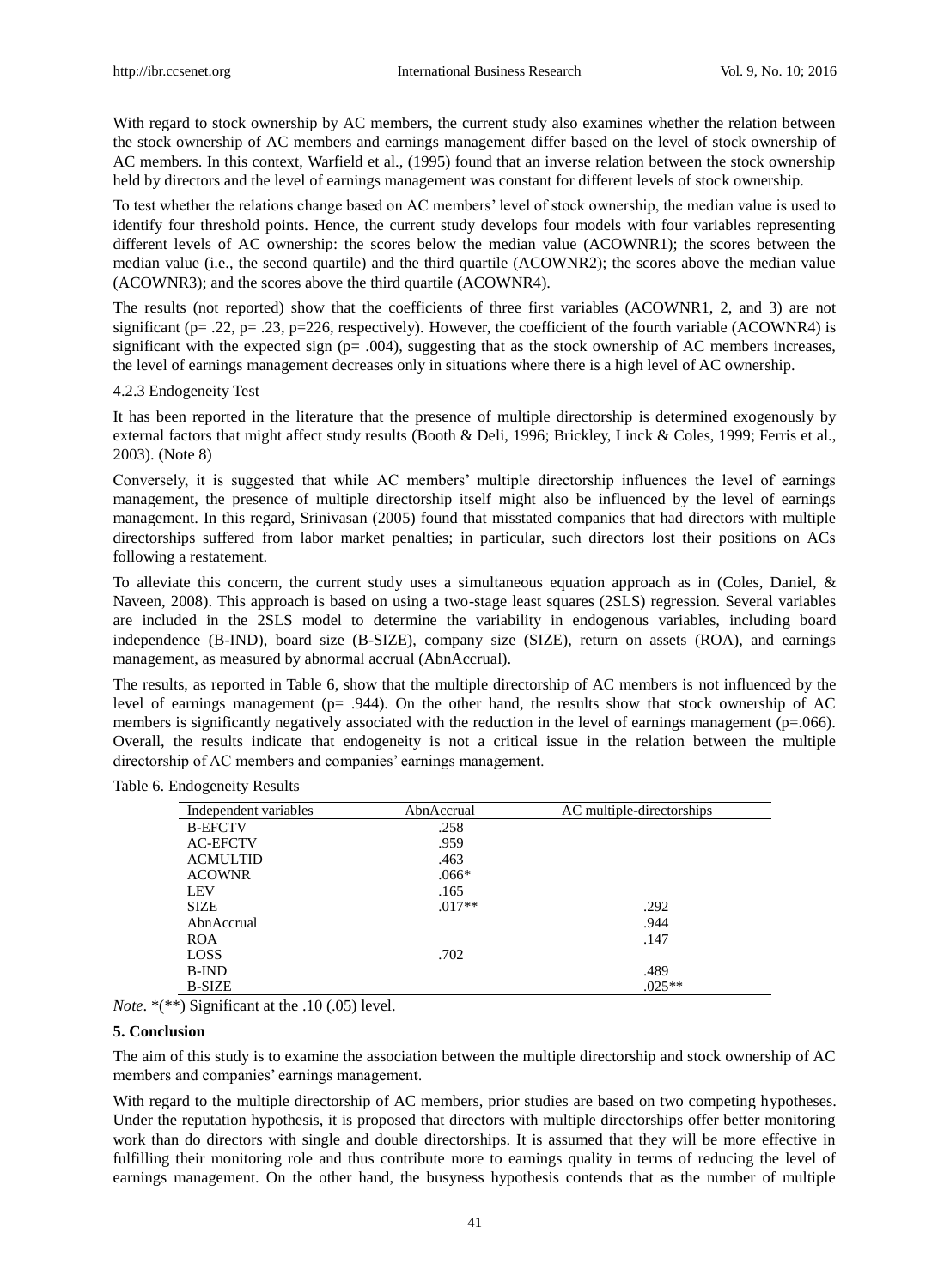With regard to stock ownership by AC members, the current study also examines whether the relation between the stock ownership of AC members and earnings management differ based on the level of stock ownership of AC members. In this context, Warfield et al., (1995) found that an inverse relation between the stock ownership held by directors and the level of earnings management was constant for different levels of stock ownership.

To test whether the relations change based on AC members' level of stock ownership, the median value is used to identify four threshold points. Hence, the current study develops four models with four variables representing different levels of AC ownership: the scores below the median value (ACOWNR1); the scores between the median value (i.e., the second quartile) and the third quartile (ACOWNR2); the scores above the median value (ACOWNR3); and the scores above the third quartile (ACOWNR4).

The results (not reported) show that the coefficients of three first variables (ACOWNR1, 2, and 3) are not significant (p= .22, p= .23, p=226, respectively). However, the coefficient of the fourth variable (ACOWNR4) is significant with the expected sign (p= .004), suggesting that as the stock ownership of AC members increases, the level of earnings management decreases only in situations where there is a high level of AC ownership.

4.2.3 Endogeneity Test

It has been reported in the literature that the presence of multiple directorship is determined exogenously by external factors that might affect study results (Booth & Deli, 1996; Brickley, Linck & Coles, 1999; Ferris et al., 2003). (Note 8)

Conversely, it is suggested that while AC members' multiple directorship influences the level of earnings management, the presence of multiple directorship itself might also be influenced by the level of earnings management. In this regard, Srinivasan (2005) found that misstated companies that had directors with multiple directorships suffered from labor market penalties; in particular, such directors lost their positions on ACs following a restatement.

To alleviate this concern, the current study uses a simultaneous equation approach as in (Coles, Daniel, & Naveen, 2008). This approach is based on using a two-stage least squares (2SLS) regression. Several variables are included in the 2SLS model to determine the variability in endogenous variables, including board independence (B-IND), board size (B-SIZE), company size (SIZE), return on assets (ROA), and earnings management, as measured by abnormal accrual (AbnAccrual).

The results, as reported in Table 6, show that the multiple directorship of AC members is not influenced by the level of earnings management (p= .944). On the other hand, the results show that stock ownership of AC members is significantly negatively associated with the reduction in the level of earnings management (p=.066). Overall, the results indicate that endogeneity is not a critical issue in the relation between the multiple directorship of AC members and companies' earnings management.

Table 6. Endogeneity Results

| Independent variables | AbnAccrual | AC multiple-directorships |
|---|---|---|
| B-EFCTV | .258 | |
| AC-EFCTV | .959 | |
| ACMULTID | .463 | |
| ACOWNR | .066* | |
| LEV | .165 | |
| SIZE | .017** | .292 |
| AbnAccrual | | .944 |
| ROA | | .147 |
| LOSS | .702 | |
| B-IND | | .489 |
| B-SIZE | | .025** |

*Note*. *(**) Significant at the .10 (.05) level.

## 5. Conclusion

The aim of this study is to examine the association between the multiple directorship and stock ownership of AC members and companies' earnings management.

With regard to the multiple directorship of AC members, prior studies are based on two competing hypotheses. Under the reputation hypothesis, it is proposed that directors with multiple directorships offer better monitoring work than do directors with single and double directorships. It is assumed that they will be more effective in fulfilling their monitoring role and thus contribute more to earnings quality in terms of reducing the level of earnings management. On the other hand, the busyness hypothesis contends that as the number of multiple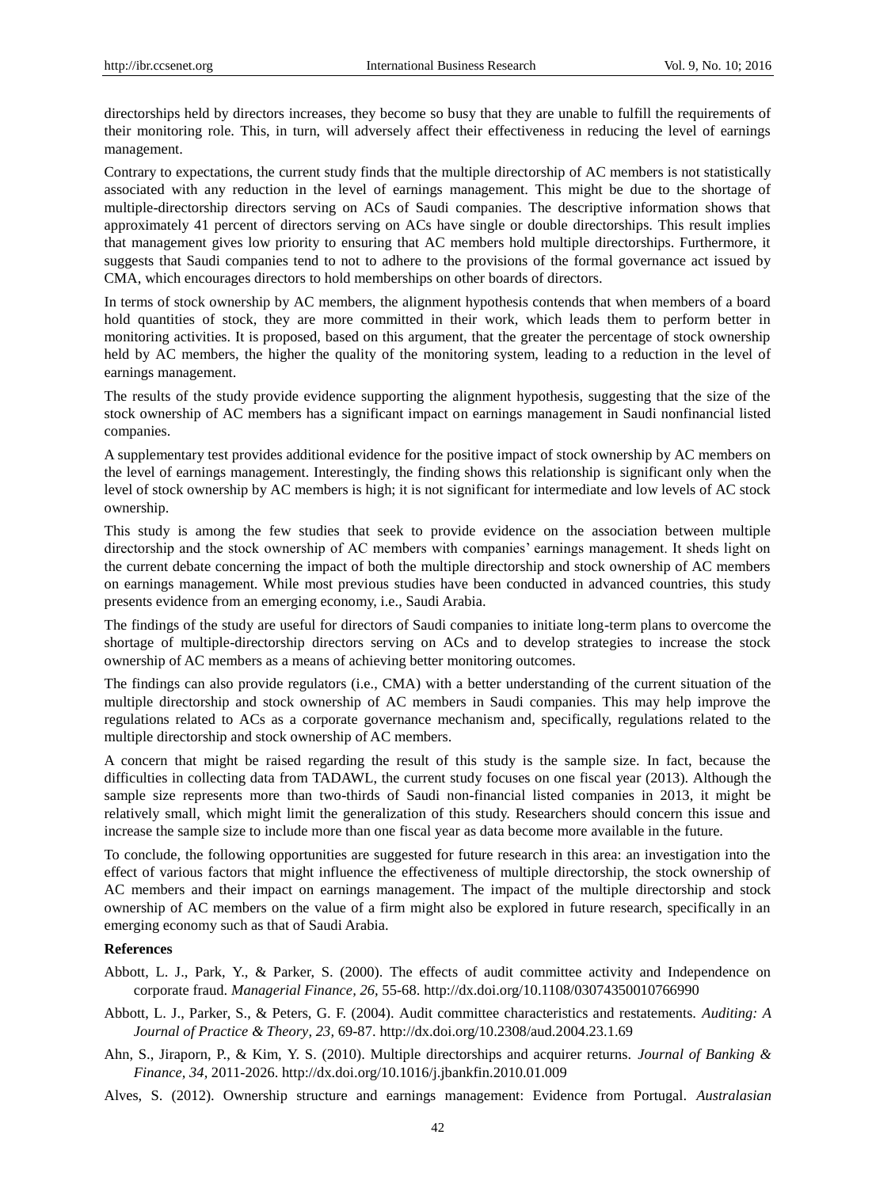directorships held by directors increases, they become so busy that they are unable to fulfill the requirements of their monitoring role. This, in turn, will adversely affect their effectiveness in reducing the level of earnings management.

Contrary to expectations, the current study finds that the multiple directorship of AC members is not statistically associated with any reduction in the level of earnings management. This might be due to the shortage of multiple-directorship directors serving on ACs of Saudi companies. The descriptive information shows that approximately 41 percent of directors serving on ACs have single or double directorships. This result implies that management gives low priority to ensuring that AC members hold multiple directorships. Furthermore, it suggests that Saudi companies tend to not to adhere to the provisions of the formal governance act issued by CMA, which encourages directors to hold memberships on other boards of directors.

In terms of stock ownership by AC members, the alignment hypothesis contends that when members of a board hold quantities of stock, they are more committed in their work, which leads them to perform better in monitoring activities. It is proposed, based on this argument, that the greater the percentage of stock ownership held by AC members, the higher the quality of the monitoring system, leading to a reduction in the level of earnings management.

The results of the study provide evidence supporting the alignment hypothesis, suggesting that the size of the stock ownership of AC members has a significant impact on earnings management in Saudi nonfinancial listed companies.

A supplementary test provides additional evidence for the positive impact of stock ownership by AC members on the level of earnings management. Interestingly, the finding shows this relationship is significant only when the level of stock ownership by AC members is high; it is not significant for intermediate and low levels of AC stock ownership.

This study is among the few studies that seek to provide evidence on the association between multiple directorship and the stock ownership of AC members with companies' earnings management. It sheds light on the current debate concerning the impact of both the multiple directorship and stock ownership of AC members on earnings management. While most previous studies have been conducted in advanced countries, this study presents evidence from an emerging economy, i.e., Saudi Arabia.

The findings of the study are useful for directors of Saudi companies to initiate long-term plans to overcome the shortage of multiple-directorship directors serving on ACs and to develop strategies to increase the stock ownership of AC members as a means of achieving better monitoring outcomes.

The findings can also provide regulators (i.e., CMA) with a better understanding of the current situation of the multiple directorship and stock ownership of AC members in Saudi companies. This may help improve the regulations related to ACs as a corporate governance mechanism and, specifically, regulations related to the multiple directorship and stock ownership of AC members.

A concern that might be raised regarding the result of this study is the sample size. In fact, because the difficulties in collecting data from TADAWL, the current study focuses on one fiscal year (2013). Although the sample size represents more than two-thirds of Saudi non-financial listed companies in 2013, it might be relatively small, which might limit the generalization of this study. Researchers should concern this issue and increase the sample size to include more than one fiscal year as data become more available in the future.

To conclude, the following opportunities are suggested for future research in this area: an investigation into the effect of various factors that might influence the effectiveness of multiple directorship, the stock ownership of AC members and their impact on earnings management. The impact of the multiple directorship and stock ownership of AC members on the value of a firm might also be explored in future research, specifically in an emerging economy such as that of Saudi Arabia.

## References

Abbott, L. J., Park, Y., & Parker, S. (2000). The effects of audit committee activity and Independence on corporate fraud. *Managerial Finance, 26,* 55-68. http://dx.doi.org/10.1108/03074350010766990

Abbott, L. J., Parker, S., & Peters, G. F. (2004). Audit committee characteristics and restatements. *Auditing: A Journal of Practice & Theory, 23,* 69-87. http://dx.doi.org/10.2308/aud.2004.23.1.69

Ahn, S., Jiraporn, P., & Kim, Y. S. (2010). Multiple directorships and acquirer returns. *Journal of Banking & Finance, 34,* 2011-2026. http://dx.doi.org/10.1016/j.jbankfin.2010.01.009

Alves, S. (2012). Ownership structure and earnings management: Evidence from Portugal. *Australasian*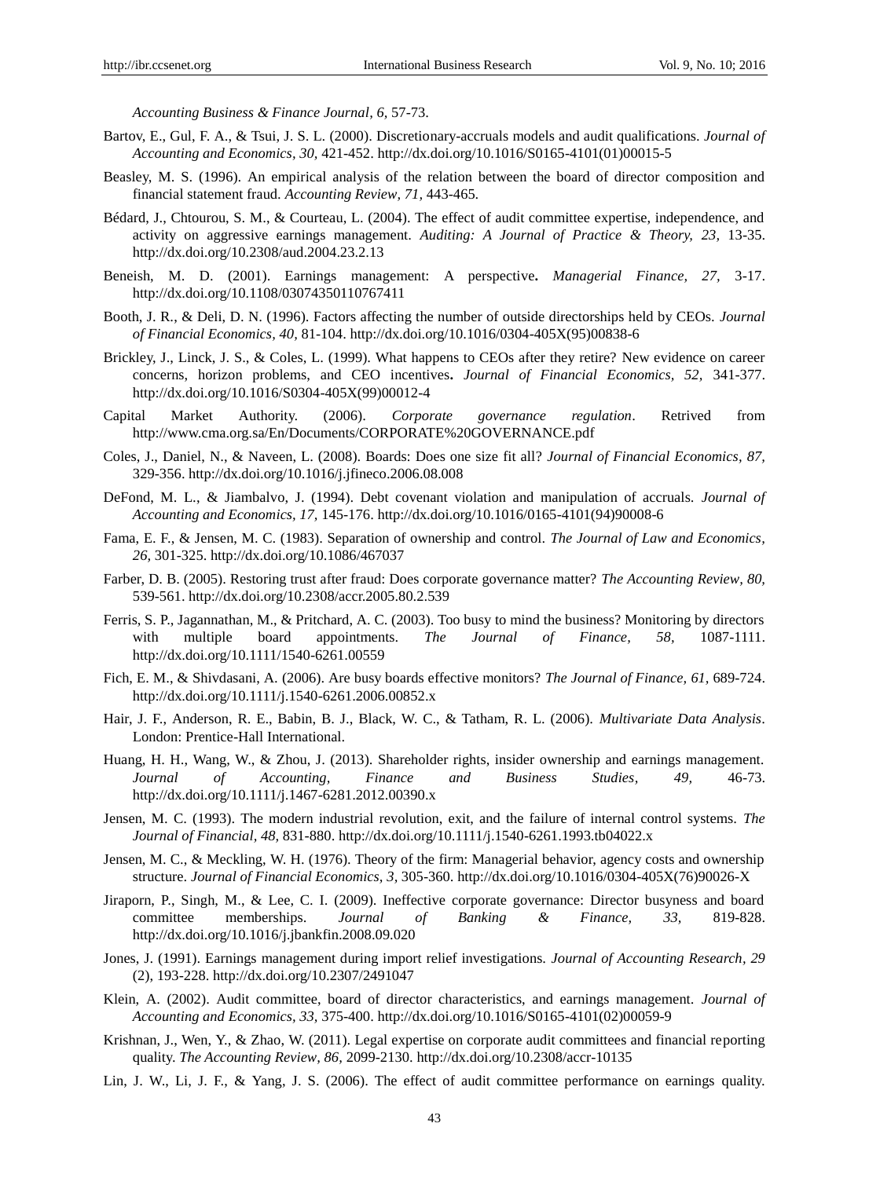*Accounting Business & Finance Journal, 6,* 57-73.

Bartov, E., Gul, F. A., & Tsui, J. S. L. (2000). Discretionary-accruals models and audit qualifications. *Journal of Accounting and Economics, 30,* 421-452. http://dx.doi.org/10.1016/S0165-4101(01)00015-5

Beasley, M. S. (1996). An empirical analysis of the relation between the board of director composition and financial statement fraud. *Accounting Review, 71,* 443-465.

Bédard, J., Chtourou, S. M., & Courteau, L. (2004). The effect of audit committee expertise, independence, and activity on aggressive earnings management. *Auditing: A Journal of Practice & Theory, 23,* 13-35. http://dx.doi.org/10.2308/aud.2004.23.2.13

Beneish, M. D. (2001). Earnings management: A perspective**.** *Managerial Finance, 27,* 3-17. http://dx.doi.org/10.1108/03074350110767411

Booth, J. R., & Deli, D. N. (1996). Factors affecting the number of outside directorships held by CEOs. *Journal of Financial Economics, 40,* 81-104. http://dx.doi.org/10.1016/0304-405X(95)00838-6

Brickley, J., Linck, J. S., & Coles, L. (1999). What happens to CEOs after they retire? New evidence on career concerns, horizon problems, and CEO incentives**.** *Journal of Financial Economics, 52,* 341-377. http://dx.doi.org/10.1016/S0304-405X(99)00012-4

Capital Market Authority. (2006). *Corporate governance regulation*. Retrived from http://www.cma.org.sa/En/Documents/CORPORATE%20GOVERNANCE.pdf

Coles, J., Daniel, N., & Naveen, L. (2008). Boards: Does one size fit all? *Journal of Financial Economics, 87,* 329-356. http://dx.doi.org/10.1016/j.jfineco.2006.08.008

DeFond, M. L., & Jiambalvo, J. (1994). Debt covenant violation and manipulation of accruals. *Journal of Accounting and Economics, 17,* 145-176. http://dx.doi.org/10.1016/0165-4101(94)90008-6

Fama, E. F., & Jensen, M. C. (1983). Separation of ownership and control. *The Journal of Law and Economics, 26,* 301-325. http://dx.doi.org/10.1086/467037

Farber, D. B. (2005). Restoring trust after fraud: Does corporate governance matter? *The Accounting Review, 80,* 539-561. http://dx.doi.org/10.2308/accr.2005.80.2.539

Ferris, S. P., Jagannathan, M., & Pritchard, A. C. (2003). Too busy to mind the business? Monitoring by directors with multiple board appointments. *The Journal of Finance, 58,* 1087-1111. http://dx.doi.org/10.1111/1540-6261.00559

Fich, E. M., & Shivdasani, A. (2006). Are busy boards effective monitors? *The Journal of Finance, 61,* 689-724. http://dx.doi.org/10.1111/j.1540-6261.2006.00852.x

Hair, J. F., Anderson, R. E., Babin, B. J., Black, W. C., & Tatham, R. L. (2006). *Multivariate Data Analysis*. London: Prentice-Hall International.

Huang, H. H., Wang, W., & Zhou, J. (2013). Shareholder rights, insider ownership and earnings management. *Journal of Accounting, Finance and Business Studies, 49,* 46-73. http://dx.doi.org/10.1111/j.1467-6281.2012.00390.x

Jensen, M. C. (1993). The modern industrial revolution, exit, and the failure of internal control systems. *The Journal of Financial, 48,* 831-880. http://dx.doi.org/10.1111/j.1540-6261.1993.tb04022.x

Jensen, M. C., & Meckling, W. H. (1976). Theory of the firm: Managerial behavior, agency costs and ownership structure. *Journal of Financial Economics, 3,* 305-360. http://dx.doi.org/10.1016/0304-405X(76)90026-X

Jiraporn, P., Singh, M., & Lee, C. I. (2009). Ineffective corporate governance: Director busyness and board committee memberships. *Journal of Banking & Finance, 33,* 819-828. http://dx.doi.org/10.1016/j.jbankfin.2008.09.020

Jones, J. (1991). Earnings management during import relief investigations. *Journal of Accounting Research, 29* (2), 193-228. http://dx.doi.org/10.2307/2491047

Klein, A. (2002). Audit committee, board of director characteristics, and earnings management. *Journal of Accounting and Economics, 33,* 375-400. http://dx.doi.org/10.1016/S0165-4101(02)00059-9

Krishnan, J., Wen, Y., & Zhao, W. (2011). Legal expertise on corporate audit committees and financial reporting quality. *The Accounting Review, 86,* 2099-2130. http://dx.doi.org/10.2308/accr-10135

Lin, J. W., Li, J. F., & Yang, J. S. (2006). The effect of audit committee performance on earnings quality.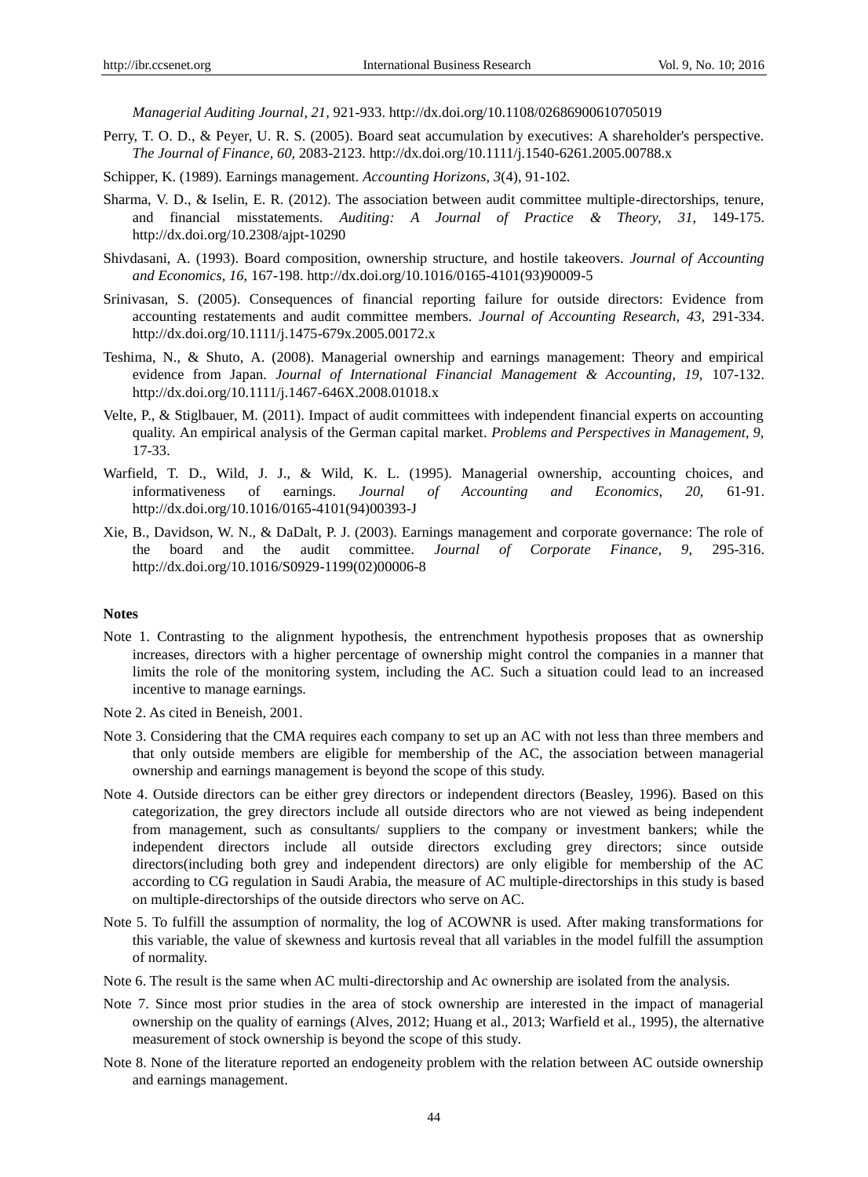*Managerial Auditing Journal, 21*, 921-933. http://dx.doi.org/10.1108/02686900610705019

Perry, T. O. D., & Peyer, U. R. S. (2005). Board seat accumulation by executives: A shareholder's perspective. *The Journal of Finance, 60*, 2083-2123. http://dx.doi.org/10.1111/j.1540-6261.2005.00788.x

Schipper, K. (1989). Earnings management. *Accounting Horizons, 3*(4), 91-102.

Sharma, V. D., & Iselin, E. R. (2012). The association between audit committee multiple-directorships, tenure, and financial misstatements. *Auditing: A Journal of Practice & Theory, 31*, 149-175. http://dx.doi.org/10.2308/ajpt-10290

Shivdasani, A. (1993). Board composition, ownership structure, and hostile takeovers. *Journal of Accounting and Economics, 16*, 167-198. http://dx.doi.org/10.1016/0165-4101(93)90009-5

Srinivasan, S. (2005). Consequences of financial reporting failure for outside directors: Evidence from accounting restatements and audit committee members. *Journal of Accounting Research, 43*, 291-334. http://dx.doi.org/10.1111/j.1475-679x.2005.00172.x

Teshima, N., & Shuto, A. (2008). Managerial ownership and earnings management: Theory and empirical evidence from Japan. *Journal of International Financial Management & Accounting, 19*, 107-132. http://dx.doi.org/10.1111/j.1467-646X.2008.01018.x

Velte, P., & Stiglbauer, M. (2011). Impact of audit committees with independent financial experts on accounting quality. An empirical analysis of the German capital market. *Problems and Perspectives in Management, 9*, 17-33.

Warfield, T. D., Wild, J. J., & Wild, K. L. (1995). Managerial ownership, accounting choices, and informativeness of earnings. *Journal of Accounting and Economics, 20*, 61-91. http://dx.doi.org/10.1016/0165-4101(94)00393-J

Xie, B., Davidson, W. N., & DaDalt, P. J. (2003). Earnings management and corporate governance: The role of the board and the audit committee. *Journal of Corporate Finance, 9*, 295-316. http://dx.doi.org/10.1016/S0929-1199(02)00006-8

**Notes**

Note 1. Contrasting to the alignment hypothesis, the entrenchment hypothesis proposes that as ownership increases, directors with a higher percentage of ownership might control the companies in a manner that limits the role of the monitoring system, including the AC. Such a situation could lead to an increased incentive to manage earnings.

Note 2. As cited in Beneish, 2001.

Note 3. Considering that the CMA requires each company to set up an AC with not less than three members and that only outside members are eligible for membership of the AC, the association between managerial ownership and earnings management is beyond the scope of this study.

Note 4. Outside directors can be either grey directors or independent directors (Beasley, 1996). Based on this categorization, the grey directors include all outside directors who are not viewed as being independent from management, such as consultants/ suppliers to the company or investment bankers; while the independent directors include all outside directors excluding grey directors; since outside directors(including both grey and independent directors) are only eligible for membership of the AC according to CG regulation in Saudi Arabia, the measure of AC multiple-directorships in this study is based on multiple-directorships of the outside directors who serve on AC.

Note 5. To fulfill the assumption of normality, the log of ACOWNR is used. After making transformations for this variable, the value of skewness and kurtosis reveal that all variables in the model fulfill the assumption of normality.

Note 6. The result is the same when AC multi-directorship and Ac ownership are isolated from the analysis.

Note 7. Since most prior studies in the area of stock ownership are interested in the impact of managerial ownership on the quality of earnings (Alves, 2012; Huang et al., 2013; Warfield et al., 1995), the alternative measurement of stock ownership is beyond the scope of this study.

Note 8. None of the literature reported an endogeneity problem with the relation between AC outside ownership and earnings management.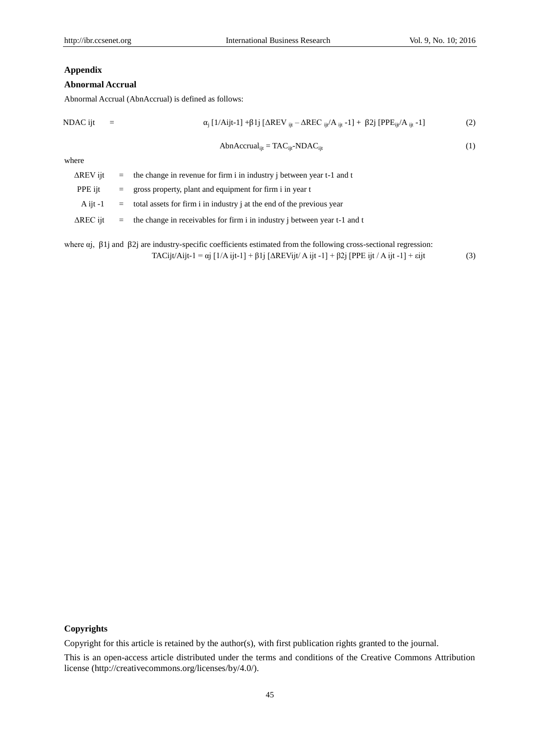## Appendix

### Abnormal Accrual

Abnormal Accrual (AbnAccrual) is defined as follows:

$$NDAC_{ijt} = \alpha_j [1/A_{ijt-1}] + \beta 1j [\Delta REV_{ijt} - \Delta REC_{ijt}/A_{ijt-1}] + \beta 2j [PPE_{ijt}/A_{ijt-1}] \quad (2)$$

$$AbnAccrual_{ijt} = TAC_{ijt} - NDAC_{ijt} \quad (1)$$

where

| | | |
|---|---|---|
| $\Delta REV_{ijt}$ | = | the change in revenue for firm i in industry j between year t-1 and t |
| $PPE_{ijt}$ | = | gross property, plant and equipment for firm i in year t |
| $A_{ijt-1}$ | = | total assets for firm i in industry j at the end of the previous year |
| $\Delta REC_{ijt}$ | = | the change in receivables for firm i in industry j between year t-1 and t |

where $\alpha j$, $\beta 1j$ and $\beta 2j$ are industry-specific coefficients estimated from the following cross-sectional regression:

$$TAC_{ijt}/A_{ijt-1} = \alpha j [1/A_{ijt-1}] + \beta 1j [\Delta REV_{ijt}/ A_{ijt-1}] + \beta 2j [PPE_{ijt} / A_{ijt-1}] + \varepsilon_{ijt} \quad (3)$$

### Copyrights

Copyright for this article is retained by the author(s), with first publication rights granted to the journal.

This is an open-access article distributed under the terms and conditions of the Creative Commons Attribution license (http://creativecommons.org/licenses/by/4.0/).